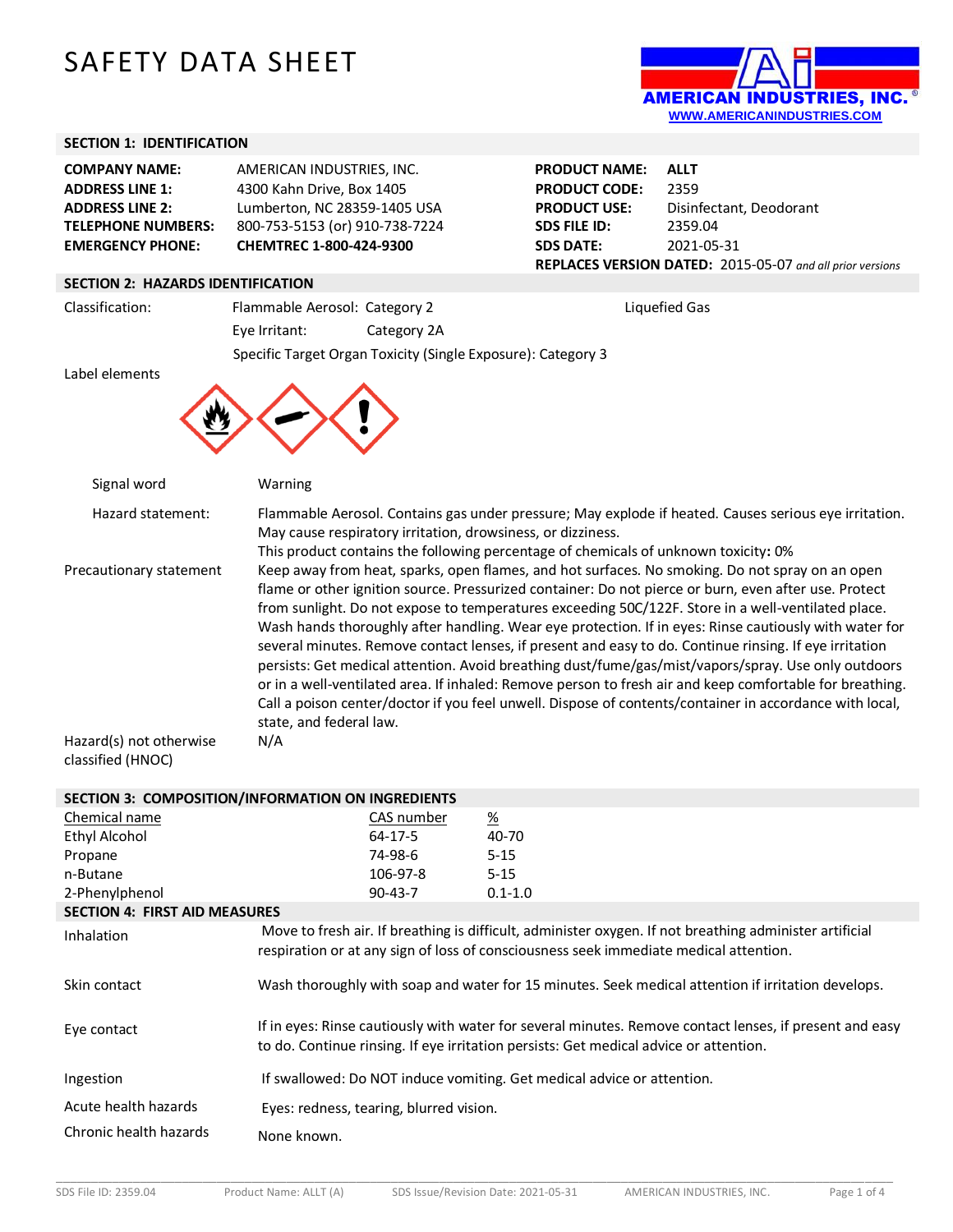# SAFETY DATA SHEET

AMERICAN INDUSTRIES, INC.
WWW.AMERICANINDUSTRIES.COM

## SECTION 1: IDENTIFICATION

| | |
|---|---|
| **COMPANY NAME:** | AMERICAN INDUSTRIES, INC. |
| **ADDRESS LINE 1:** | 4300 Kahn Drive, Box 1405 |
| **ADDRESS LINE 2:** | Lumberton, NC 28359-1405 USA |
| **TELEPHONE NUMBERS:** | 800-753-5153 (or) 910-738-7224 |
| **EMERGENCY PHONE:** | **CHEMTREC 1-800-424-9300** |

| | |
|---|---|
| **PRODUCT NAME:** | **ALLT** |
| **PRODUCT CODE:** | 2359 |
| **PRODUCT USE:** | Disinfectant, Deodorant |
| **SDS FILE ID:** | 2359.04 |
| **SDS DATE:** | 2021-05-31 |

**REPLACES VERSION DATED:** 2015-05-07 *and all prior versions*

## SECTION 2: HAZARDS IDENTIFICATION

Classification: Flammable Aerosol: Category 2 — Liquefied Gas
Eye Irritant: Category 2A
Specific Target Organ Toxicity (Single Exposure): Category 3

Label elements

Signal word: Warning

Hazard statement: Flammable Aerosol. Contains gas under pressure; May explode if heated. Causes serious eye irritation. May cause respiratory irritation, drowsiness, or dizziness.
This product contains the following percentage of chemicals of unknown toxicity**:** 0%

Precautionary statement: Keep away from heat, sparks, open flames, and hot surfaces. No smoking. Do not spray on an open flame or other ignition source. Pressurized container: Do not pierce or burn, even after use. Protect from sunlight. Do not expose to temperatures exceeding 50C/122F. Store in a well-ventilated place. Wash hands thoroughly after handling. Wear eye protection. If in eyes: Rinse cautiously with water for several minutes. Remove contact lenses, if present and easy to do. Continue rinsing. If eye irritation persists: Get medical attention. Avoid breathing dust/fume/gas/mist/vapors/spray. Use only outdoors or in a well-ventilated area. If inhaled: Remove person to fresh air and keep comfortable for breathing. Call a poison center/doctor if you feel unwell. Dispose of contents/container in accordance with local, state, and federal law.

Hazard(s) not otherwise classified (HNOC): N/A

## SECTION 3: COMPOSITION/INFORMATION ON INGREDIENTS

| Chemical name | CAS number | % |
|---|---|---|
| Ethyl Alcohol | 64-17-5 | 40-70 |
| Propane | 74-98-6 | 5-15 |
| n-Butane | 106-97-8 | 5-15 |
| 2-Phenylphenol | 90-43-7 | 0.1-1.0 |

## SECTION 4: FIRST AID MEASURES

| | |
|---|---|
| Inhalation | Move to fresh air. If breathing is difficult, administer oxygen. If not breathing administer artificial respiration or at any sign of loss of consciousness seek immediate medical attention. |
| Skin contact | Wash thoroughly with soap and water for 15 minutes. Seek medical attention if irritation develops. |
| Eye contact | If in eyes: Rinse cautiously with water for several minutes. Remove contact lenses, if present and easy to do. Continue rinsing. If eye irritation persists: Get medical advice or attention. |
| Ingestion | If swallowed: Do NOT induce vomiting. Get medical advice or attention. |
| Acute health hazards | Eyes: redness, tearing, blurred vision. |
| Chronic health hazards | None known. |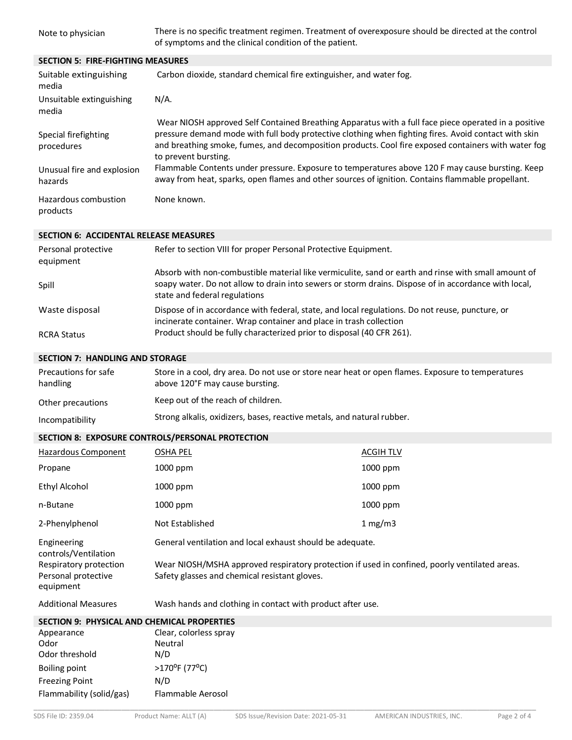| | |
|---|---|
| Note to physician | There is no specific treatment regimen. Treatment of overexposure should be directed at the control of symptoms and the clinical condition of the patient. |

## SECTION 5: FIRE-FIGHTING MEASURES

| | |
|---|---|
| Suitable extinguishing media | Carbon dioxide, standard chemical fire extinguisher, and water fog. |
| Unsuitable extinguishing media | N/A. |
| Special firefighting procedures | Wear NIOSH approved Self Contained Breathing Apparatus with a full face piece operated in a positive pressure demand mode with full body protective clothing when fighting fires. Avoid contact with skin and breathing smoke, fumes, and decomposition products. Cool fire exposed containers with water fog to prevent bursting. |
| Unusual fire and explosion hazards | Flammable Contents under pressure. Exposure to temperatures above 120 F may cause bursting. Keep away from heat, sparks, open flames and other sources of ignition. Contains flammable propellant. |
| Hazardous combustion products | None known. |

## SECTION 6: ACCIDENTAL RELEASE MEASURES

| | |
|---|---|
| Personal protective equipment | Refer to section VIII for proper Personal Protective Equipment. |
| Spill | Absorb with non-combustible material like vermiculite, sand or earth and rinse with small amount of soapy water. Do not allow to drain into sewers or storm drains. Dispose of in accordance with local, state and federal regulations |
| Waste disposal | Dispose of in accordance with federal, state, and local regulations. Do not reuse, puncture, or incinerate container. Wrap container and place in trash collection |
| RCRA Status | Product should be fully characterized prior to disposal (40 CFR 261). |

## SECTION 7: HANDLING AND STORAGE

| | |
|---|---|
| Precautions for safe handling | Store in a cool, dry area. Do not use or store near heat or open flames. Exposure to temperatures above 120°F may cause bursting. |
| Other precautions | Keep out of the reach of children. |
| Incompatibility | Strong alkalis, oxidizers, bases, reactive metals, and natural rubber. |

## SECTION 8: EXPOSURE CONTROLS/PERSONAL PROTECTION

| Hazardous Component | OSHA PEL | ACGIH TLV |
|---|---|---|
| Propane | 1000 ppm | 1000 ppm |
| Ethyl Alcohol | 1000 ppm | 1000 ppm |
| n-Butane | 1000 ppm | 1000 ppm |
| 2-Phenylphenol | Not Established | 1 mg/m3 |

| | |
|---|---|
| Engineering controls/Ventilation | General ventilation and local exhaust should be adequate. |
| Respiratory protection | Wear NIOSH/MSHA approved respiratory protection if used in confined, poorly ventilated areas. |
| Personal protective equipment | Safety glasses and chemical resistant gloves. |
| Additional Measures | Wash hands and clothing in contact with product after use. |

## SECTION 9: PHYSICAL AND CHEMICAL PROPERTIES

| | |
|---|---|
| Appearance | Clear, colorless spray |
| Odor | Neutral |
| Odor threshold | N/D |
| Boiling point | >170°F (77°C) |
| Freezing Point | N/D |
| Flammability (solid/gas) | Flammable Aerosol |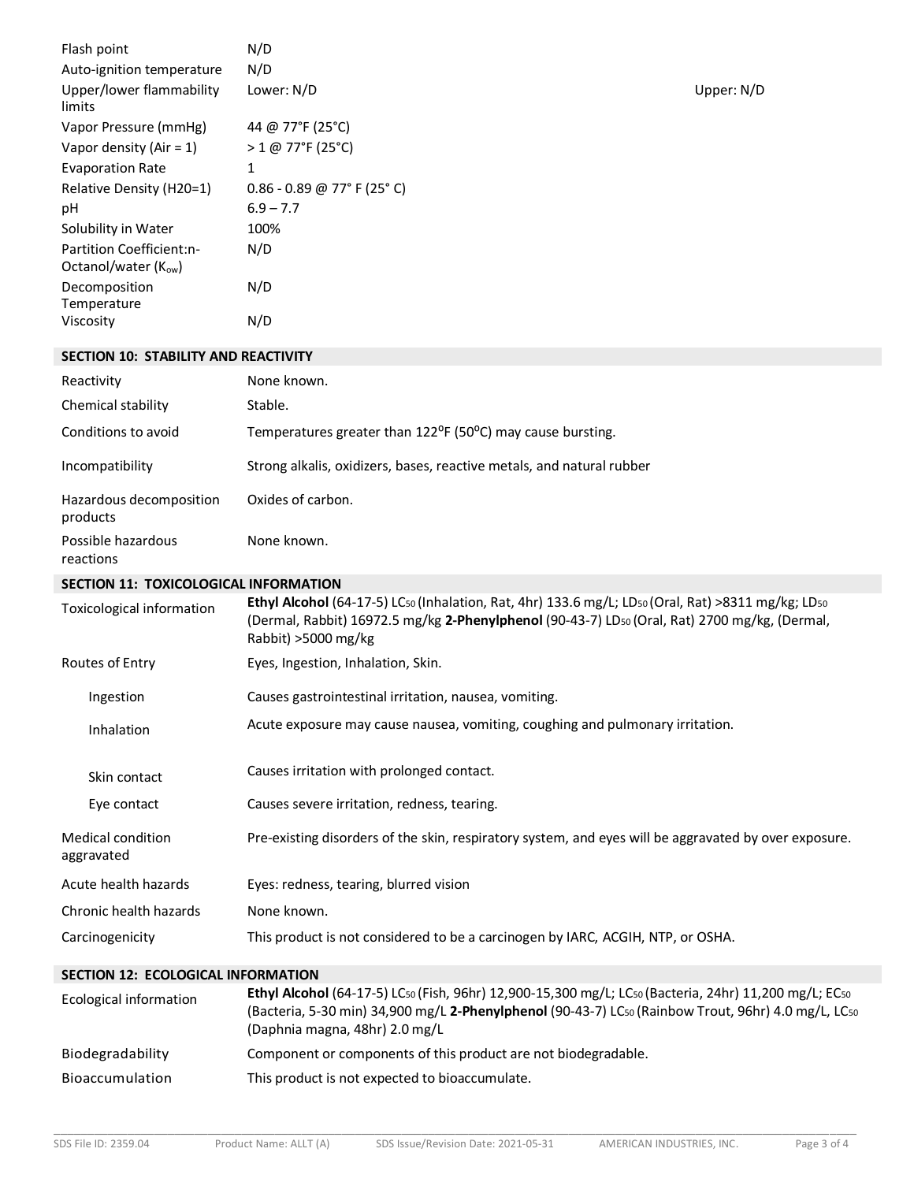| | | |
|---|---|---|
| Flash point | N/D | |
| Auto-ignition temperature | N/D | |
| Upper/lower flammability limits | Lower: N/D | Upper: N/D |
| Vapor Pressure (mmHg) | 44 @ 77°F (25°C) | |
| Vapor density (Air = 1) | > 1 @ 77°F (25°C) | |
| Evaporation Rate | 1 | |
| Relative Density (H20=1) | 0.86 - 0.89 @ 77° F (25° C) | |
| pH | 6.9 – 7.7 | |
| Solubility in Water | 100% | |
| Partition Coefficient:n-Octanol/water ($K_{ow}$) | N/D | |
| Decomposition Temperature | N/D | |
| Viscosity | N/D | |

## SECTION 10: STABILITY AND REACTIVITY

| | |
|---|---|
| Reactivity | None known. |
| Chemical stability | Stable. |
| Conditions to avoid | Temperatures greater than 122ºF (50ºC) may cause bursting. |
| Incompatibility | Strong alkalis, oxidizers, bases, reactive metals, and natural rubber |
| Hazardous decomposition products | Oxides of carbon. |
| Possible hazardous reactions | None known. |

## SECTION 11: TOXICOLOGICAL INFORMATION

| | |
|---|---|
| Toxicological information | **Ethyl Alcohol** (64-17-5) $LC_{50}$ (Inhalation, Rat, 4hr) 133.6 mg/L; $LD_{50}$ (Oral, Rat) >8311 mg/kg; $LD_{50}$ (Dermal, Rabbit) 16972.5 mg/kg **2-Phenylphenol** (90-43-7) $LD_{50}$ (Oral, Rat) 2700 mg/kg, (Dermal, Rabbit) >5000 mg/kg |
| Routes of Entry | Eyes, Ingestion, Inhalation, Skin. |
| Ingestion | Causes gastrointestinal irritation, nausea, vomiting. |
| Inhalation | Acute exposure may cause nausea, vomiting, coughing and pulmonary irritation. |
| Skin contact | Causes irritation with prolonged contact. |
| Eye contact | Causes severe irritation, redness, tearing. |
| Medical condition aggravated | Pre-existing disorders of the skin, respiratory system, and eyes will be aggravated by over exposure. |
| Acute health hazards | Eyes: redness, tearing, blurred vision |
| Chronic health hazards | None known. |
| Carcinogenicity | This product is not considered to be a carcinogen by IARC, ACGIH, NTP, or OSHA. |

## SECTION 12: ECOLOGICAL INFORMATION

| | |
|---|---|
| Ecological information | **Ethyl Alcohol** (64-17-5) $LC_{50}$ (Fish, 96hr) 12,900-15,300 mg/L; $LC_{50}$ (Bacteria, 24hr) 11,200 mg/L; $EC_{50}$ (Bacteria, 5-30 min) 34,900 mg/L **2-Phenylphenol** (90-43-7) $LC_{50}$ (Rainbow Trout, 96hr) 4.0 mg/L, $LC_{50}$ (Daphnia magna, 48hr) 2.0 mg/L |
| Biodegradability | Component or components of this product are not biodegradable. |
| Bioaccumulation | This product is not expected to bioaccumulate. |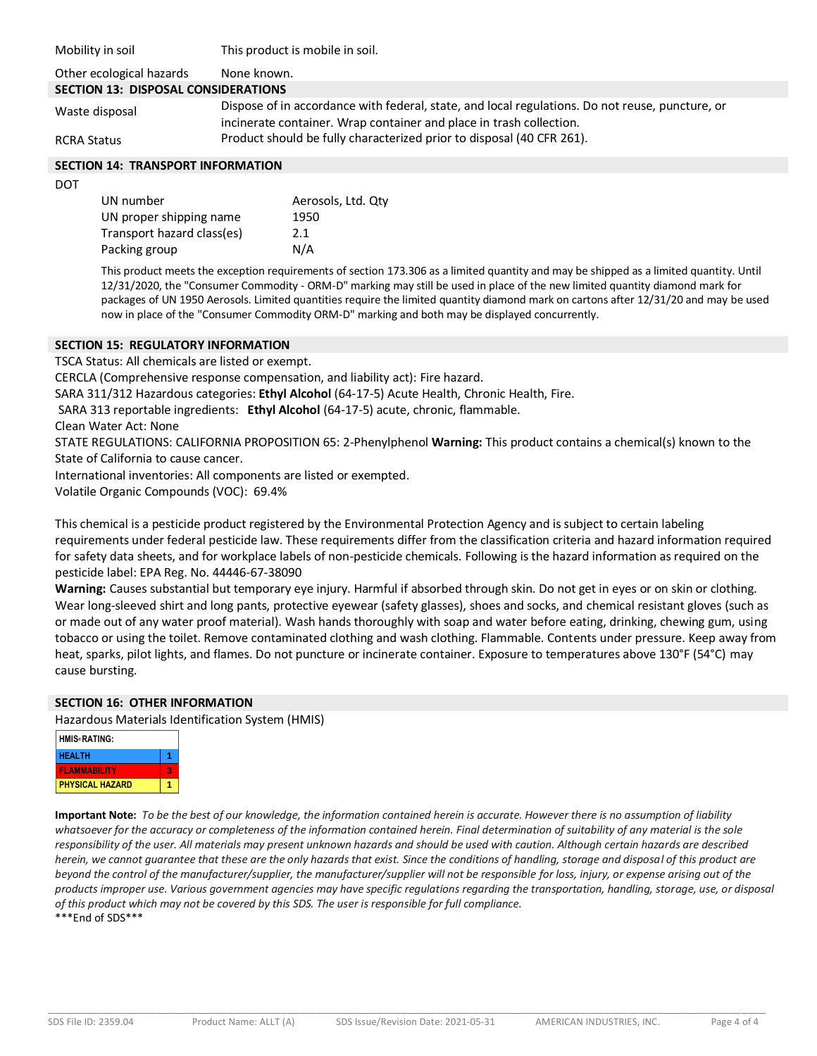| | |
|---|---|
| Mobility in soil | This product is mobile in soil. |
| Other ecological hazards | None known. |

## SECTION 13: DISPOSAL CONSIDERATIONS

| | |
|---|---|
| Waste disposal | Dispose of in accordance with federal, state, and local regulations. Do not reuse, puncture, or incinerate container. Wrap container and place in trash collection. |
| RCRA Status | Product should be fully characterized prior to disposal (40 CFR 261). |

## SECTION 14: TRANSPORT INFORMATION

DOT

| | |
|---|---|
| UN number | Aerosols, Ltd. Qty |
| UN proper shipping name | 1950 |
| Transport hazard class(es) | 2.1 |
| Packing group | N/A |

This product meets the exception requirements of section 173.306 as a limited quantity and may be shipped as a limited quantity. Until 12/31/2020, the "Consumer Commodity - ORM-D" marking may still be used in place of the new limited quantity diamond mark for packages of UN 1950 Aerosols. Limited quantities require the limited quantity diamond mark on cartons after 12/31/20 and may be used now in place of the "Consumer Commodity ORM-D" marking and both may be displayed concurrently.

## SECTION 15: REGULATORY INFORMATION

TSCA Status: All chemicals are listed or exempt.

CERCLA (Comprehensive response compensation, and liability act): Fire hazard.

SARA 311/312 Hazardous categories: **Ethyl Alcohol** (64-17-5) Acute Health, Chronic Health, Fire.

SARA 313 reportable ingredients: **Ethyl Alcohol** (64-17-5) acute, chronic, flammable.

Clean Water Act: None

STATE REGULATIONS: CALIFORNIA PROPOSITION 65: 2-Phenylphenol **Warning:** This product contains a chemical(s) known to the State of California to cause cancer.

International inventories: All components are listed or exempted.

Volatile Organic Compounds (VOC): 69.4%

This chemical is a pesticide product registered by the Environmental Protection Agency and is subject to certain labeling requirements under federal pesticide law. These requirements differ from the classification criteria and hazard information required for safety data sheets, and for workplace labels of non-pesticide chemicals. Following is the hazard information as required on the pesticide label: EPA Reg. No. 44446-67-38090

**Warning:** Causes substantial but temporary eye injury. Harmful if absorbed through skin. Do not get in eyes or on skin or clothing. Wear long-sleeved shirt and long pants, protective eyewear (safety glasses), shoes and socks, and chemical resistant gloves (such as or made out of any water proof material). Wash hands thoroughly with soap and water before eating, drinking, chewing gum, using tobacco or using the toilet. Remove contaminated clothing and wash clothing. Flammable. Contents under pressure. Keep away from heat, sparks, pilot lights, and flames. Do not puncture or incinerate container. Exposure to temperatures above 130°F (54°C) may cause bursting.

## SECTION 16: OTHER INFORMATION

Hazardous Materials Identification System (HMIS)

| HMIS® RATING: | |
|---|---|
| HEALTH | 1 |
| FLAMMABILITY | 3 |
| PHYSICAL HAZARD | 1 |

**Important Note:** *To be the best of our knowledge, the information contained herein is accurate. However there is no assumption of liability whatsoever for the accuracy or completeness of the information contained herein. Final determination of suitability of any material is the sole responsibility of the user. All materials may present unknown hazards and should be used with caution. Although certain hazards are described herein, we cannot guarantee that these are the only hazards that exist. Since the conditions of handling, storage and disposal of this product are beyond the control of the manufacturer/supplier, the manufacturer/supplier will not be responsible for loss, injury, or expense arising out of the products improper use. Various government agencies may have specific regulations regarding the transportation, handling, storage, use, or disposal of this product which may not be covered by this SDS. The user is responsible for full compliance.*

***End of SDS***